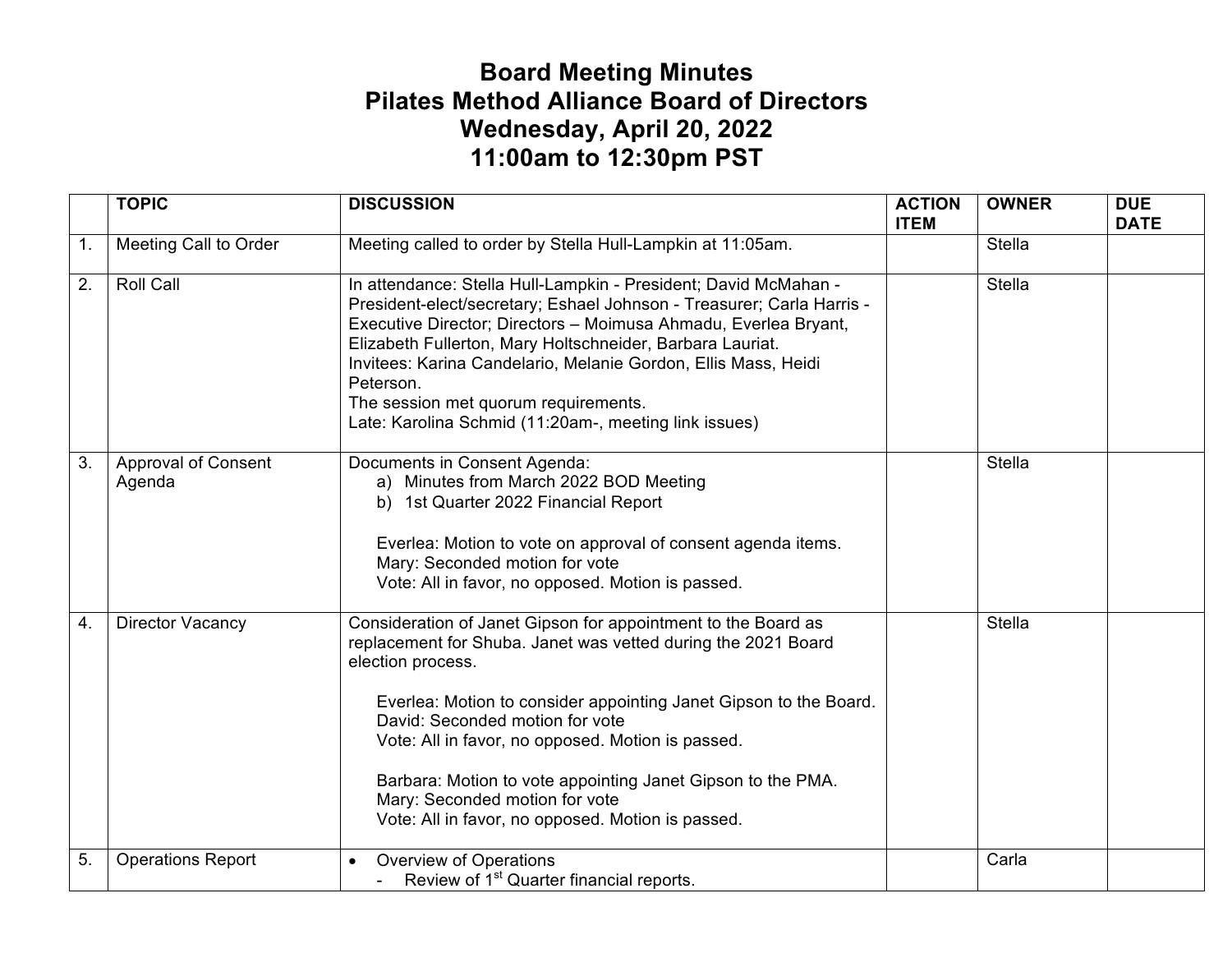# Board Meeting Minutes
# Pilates Method Alliance Board of Directors
# Wednesday, April 20, 2022
# 11:00am to 12:30pm PST

| | TOPIC | DISCUSSION | ACTION ITEM | OWNER | DUE DATE |
|---|---|---|---|---|---|
| 1. | Meeting Call to Order | Meeting called to order by Stella Hull-Lampkin at 11:05am. | | Stella | |
| 2. | Roll Call | In attendance: Stella Hull-Lampkin - President; David McMahan - President-elect/secretary; Eshael Johnson - Treasurer; Carla Harris - Executive Director; Directors – Moimusa Ahmadu, Everlea Bryant, Elizabeth Fullerton, Mary Holtschneider, Barbara Lauriat.<br>Invitees: Karina Candelario, Melanie Gordon, Ellis Mass, Heidi Peterson.<br>The session met quorum requirements.<br>Late: Karolina Schmid (11:20am-, meeting link issues) | | Stella | |
| 3. | Approval of Consent Agenda | Documents in Consent Agenda:<br>a) Minutes from March 2022 BOD Meeting<br>b) 1st Quarter 2022 Financial Report<br><br>Everlea: Motion to vote on approval of consent agenda items.<br>Mary: Seconded motion for vote<br>Vote: All in favor, no opposed. Motion is passed. | | Stella | |
| 4. | Director Vacancy | Consideration of Janet Gipson for appointment to the Board as replacement for Shuba. Janet was vetted during the 2021 Board election process.<br><br>Everlea: Motion to consider appointing Janet Gipson to the Board.<br>David: Seconded motion for vote<br>Vote: All in favor, no opposed. Motion is passed.<br><br>Barbara: Motion to vote appointing Janet Gipson to the PMA.<br>Mary: Seconded motion for vote<br>Vote: All in favor, no opposed. Motion is passed. | | Stella | |
| 5. | Operations Report | • Overview of Operations<br>- Review of 1st Quarter financial reports. | | Carla | |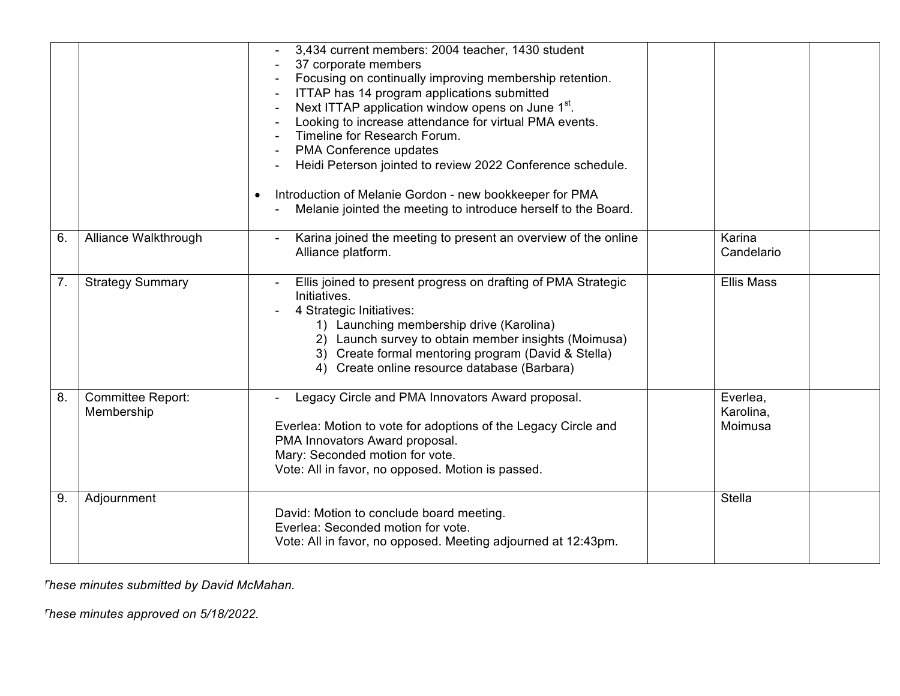| | | | | | |
|---|---|---|---|---|---|
| | | - 3,434 current members: 2004 teacher, 1430 student<br>- 37 corporate members<br>- Focusing on continually improving membership retention.<br>- ITTAP has 14 program applications submitted<br>- Next ITTAP application window opens on June 1st.<br>- Looking to increase attendance for virtual PMA events.<br>- Timeline for Research Forum.<br>- PMA Conference updates<br>- Heidi Peterson jointed to review 2022 Conference schedule.<br><br>• Introduction of Melanie Gordon - new bookkeeper for PMA<br>- Melanie jointed the meeting to introduce herself to the Board. | | | |
| 6. | Alliance Walkthrough | - Karina joined the meeting to present an overview of the online Alliance platform. | | Karina Candelario | |
| 7. | Strategy Summary | - Ellis joined to present progress on drafting of PMA Strategic Initiatives.<br>- 4 Strategic Initiatives:<br>1) Launching membership drive (Karolina)<br>2) Launch survey to obtain member insights (Moimusa)<br>3) Create formal mentoring program (David & Stella)<br>4) Create online resource database (Barbara) | | Ellis Mass | |
| 8. | Committee Report: Membership | - Legacy Circle and PMA Innovators Award proposal.<br><br>Everlea: Motion to vote for adoptions of the Legacy Circle and PMA Innovators Award proposal.<br>Mary: Seconded motion for vote.<br>Vote: All in favor, no opposed. Motion is passed. | | Everlea, Karolina, Moimusa | |
| 9. | Adjournment | David: Motion to conclude board meeting.<br>Everlea: Seconded motion for vote.<br>Vote: All in favor, no opposed. Meeting adjourned at 12:43pm. | | Stella | |

*These minutes submitted by David McMahan.*

*These minutes approved on 5/18/2022.*